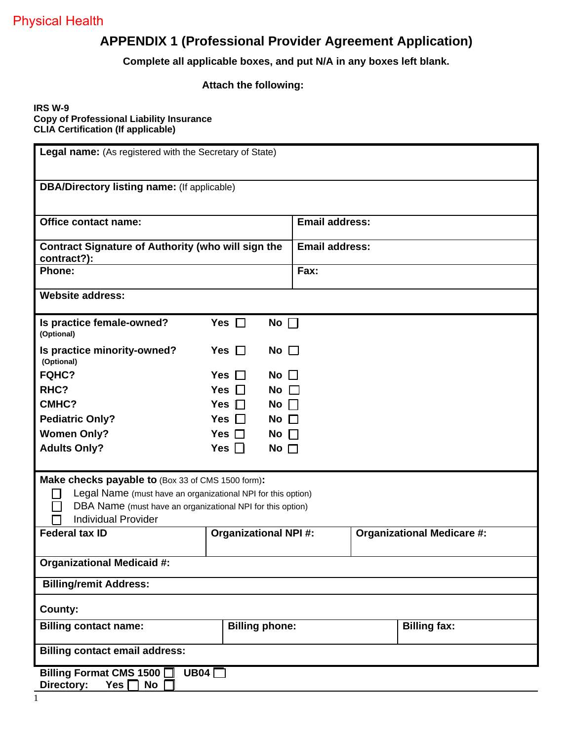Physical Health

# APPENDIX 1 (Professional Provider Agreement Application)

**Complete all applicable boxes, and put N/A in any boxes left blank.**

**Attach the following:**

**IRS W-9**
**Copy of Professional Liability Insurance**
**CLIA Certification (If applicable)**

| | |
|---|---|
| **Legal name:** (As registered with the Secretary of State) | |
| **DBA/Directory listing name:** (If applicable) | |
| **Office contact name:** | **Email address:** |
| **Contract Signature of Authority (who will sign the contract?):** | **Email address:** |
| **Phone:** | **Fax:** |
| **Website address:** | |

| | | |
|---|---|---|
| **Is practice female-owned?** (Optional) | **Yes** ☐ | **No** ☐ |
| **Is practice minority-owned?** (Optional) | **Yes** ☐ | **No** ☐ |
| **FQHC?** | **Yes** ☐ | **No** ☐ |
| **RHC?** | **Yes** ☐ | **No** ☐ |
| **CMHC?** | **Yes** ☐ | **No** ☐ |
| **Pediatric Only?** | **Yes** ☐ | **No** ☐ |
| **Women Only?** | **Yes** ☐ | **No** ☐ |
| **Adults Only?** | **Yes** ☐ | **No** ☐ |

**Make checks payable to** (Box 33 of CMS 1500 form)**:**

- ☐ Legal Name (must have an organizational NPI for this option)
- ☐ DBA Name (must have an organizational NPI for this option)
- ☐ Individual Provider

| | | |
|---|---|---|
| **Federal tax ID** | **Organizational NPI #:** | **Organizational Medicare #:** |
| **Organizational Medicaid #:** | | |
| **Billing/remit Address:** | | |
| **County:** | | |
| **Billing contact name:** | **Billing phone:** | **Billing fax:** |
| **Billing contact email address:** | | |

**Billing Format CMS 1500** ☐ **UB04** ☐
**Directory: Yes** ☐ **No** ☐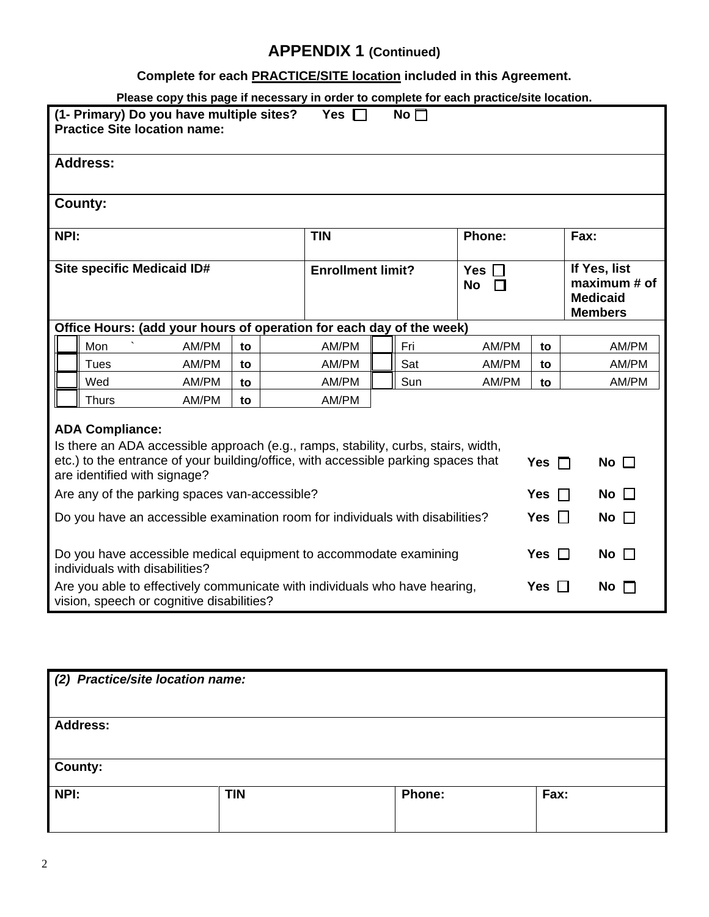# APPENDIX 1 (Continued)

**Complete for each PRACTICE/SITE location included in this Agreement.**

**Please copy this page if necessary in order to complete for each practice/site location.**

| **(1- Primary) Do you have multiple sites? Yes ☐ No ☐**<br>**Practice Site location name:** | | | |
|---|---|---|---|
| **Address:** | | | |
| **County:** | | | |
| **NPI:** | **TIN** | **Phone:** | **Fax:** |
| **Site specific Medicaid ID#** | **Enrollment limit?** | **Yes ☐**<br>**No ☐** | **If Yes, list maximum # of Medicaid Members** |

**Office Hours: (add your hours of operation for each day of the week)**

| | Day | | | | | Day | | | |
|---|---|---|---|---|---|---|---|---|---|
| ☐ | Mon ` | AM/PM | to | AM/PM | ☐ | Fri | AM/PM | to | AM/PM |
| ☐ | Tues | AM/PM | to | AM/PM | ☐ | Sat | AM/PM | to | AM/PM |
| ☐ | Wed | AM/PM | to | AM/PM | ☐ | Sun | AM/PM | to | AM/PM |
| ☐ | Thurs | AM/PM | to | AM/PM | | | | | |

**ADA Compliance:**

| | | |
|---|---|---|
| Is there an ADA accessible approach (e.g., ramps, stability, curbs, stairs, width, etc.) to the entrance of your building/office, with accessible parking spaces that are identified with signage? | **Yes ☐** | **No ☐** |
| Are any of the parking spaces van-accessible? | **Yes ☐** | **No ☐** |
| Do you have an accessible examination room for individuals with disabilities? | **Yes ☐** | **No ☐** |
| Do you have accessible medical equipment to accommodate examining individuals with disabilities? | **Yes ☐** | **No ☐** |
| Are you able to effectively communicate with individuals who have hearing, vision, speech or cognitive disabilities? | **Yes ☐** | **No ☐** |

| ***(2) Practice/site location name:*** | | | |
|---|---|---|---|
| **Address:** | | | |
| **County:** | | | |
| **NPI:** | **TIN** | **Phone:** | **Fax:** |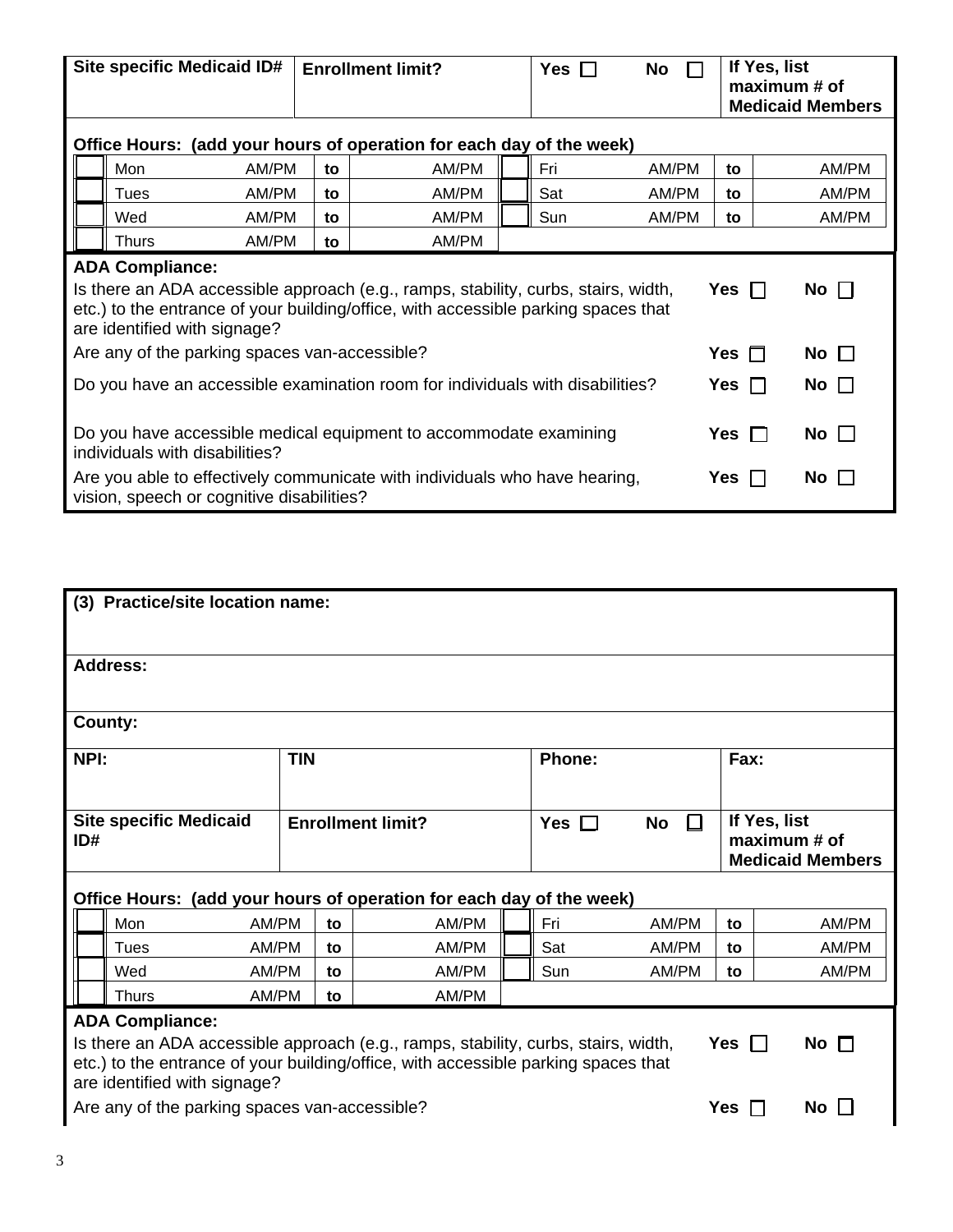| Site specific Medicaid ID# | Enrollment limit? | Yes ☐ No ☐ | If Yes, list maximum # of Medicaid Members |
|---|---|---|---|

**Office Hours: (add your hours of operation for each day of the week)**

| | Day | | | | | Day | | | |
|---|---|---|---|---|---|---|---|---|---|
| ☐ | Mon | AM/PM | to | AM/PM | ☐ | Fri | AM/PM | to | AM/PM |
| ☐ | Tues | AM/PM | to | AM/PM | ☐ | Sat | AM/PM | to | AM/PM |
| ☐ | Wed | AM/PM | to | AM/PM | ☐ | Sun | AM/PM | to | AM/PM |
| ☐ | Thurs | AM/PM | to | AM/PM | | | | | |

**ADA Compliance:**

| Question | Yes | No |
|---|---|---|
| Is there an ADA accessible approach (e.g., ramps, stability, curbs, stairs, width, etc.) to the entrance of your building/office, with accessible parking spaces that are identified with signage? | **Yes** ☐ | **No** ☐ |
| Are any of the parking spaces van-accessible? | **Yes** ☐ | **No** ☐ |
| Do you have an accessible examination room for individuals with disabilities? | **Yes** ☐ | **No** ☐ |
| Do you have accessible medical equipment to accommodate examining individuals with disabilities? | **Yes** ☐ | **No** ☐ |
| Are you able to effectively communicate with individuals who have hearing, vision, speech or cognitive disabilities? | **Yes** ☐ | **No** ☐ |

**(3) Practice/site location name:**

**Address:**

**County:**

| NPI: | TIN | Phone: | Fax: |
|---|---|---|---|
| **Site specific Medicaid ID#** | **Enrollment limit?** | **Yes** ☐ **No** ☐ | **If Yes, list maximum # of Medicaid Members** |

**Office Hours: (add your hours of operation for each day of the week)**

| | Day | | | | | Day | | | |
|---|---|---|---|---|---|---|---|---|---|
| ☐ | Mon | AM/PM | to | AM/PM | ☐ | Fri | AM/PM | to | AM/PM |
| ☐ | Tues | AM/PM | to | AM/PM | ☐ | Sat | AM/PM | to | AM/PM |
| ☐ | Wed | AM/PM | to | AM/PM | ☐ | Sun | AM/PM | to | AM/PM |
| ☐ | Thurs | AM/PM | to | AM/PM | | | | | |

**ADA Compliance:**

| Question | Yes | No |
|---|---|---|
| Is there an ADA accessible approach (e.g., ramps, stability, curbs, stairs, width, etc.) to the entrance of your building/office, with accessible parking spaces that are identified with signage? | **Yes** ☐ | **No** ☐ |
| Are any of the parking spaces van-accessible? | **Yes** ☐ | **No** ☐ |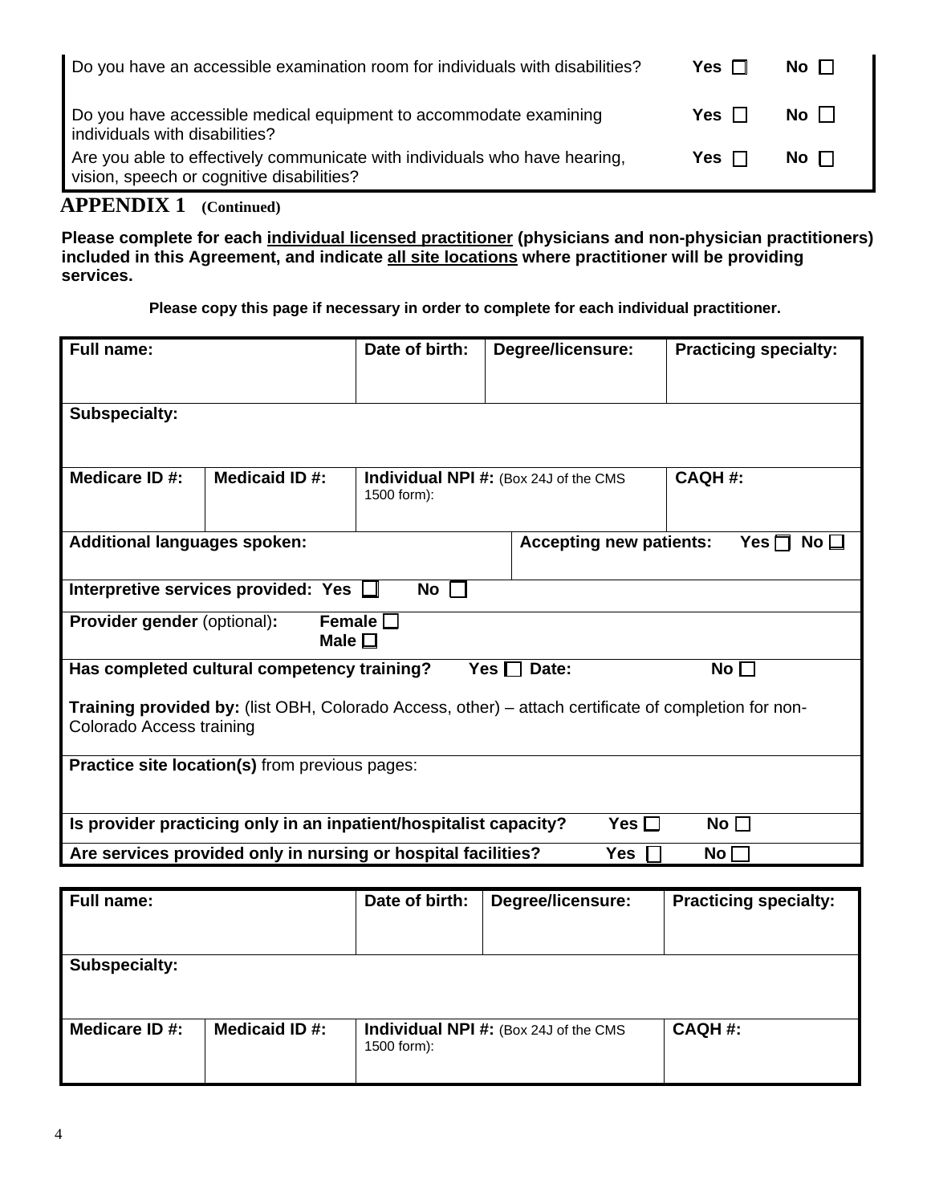| | | |
|---|---|---|
| Do you have an accessible examination room for individuals with disabilities? | **Yes** ☐ | **No** ☐ |
| Do you have accessible medical equipment to accommodate examining individuals with disabilities? | **Yes** ☐ | **No** ☐ |
| Are you able to effectively communicate with individuals who have hearing, vision, speech or cognitive disabilities? | **Yes** ☐ | **No** ☐ |

## APPENDIX 1 (Continued)

**Please complete for each <u>individual licensed practitioner</u> (physicians and non-physician practitioners) included in this Agreement, and indicate <u>all site locations</u> where practitioner will be providing services.**

**Please copy this page if necessary in order to complete for each individual practitioner.**

| **Full name:** | | **Date of birth:** | **Degree/licensure:** | **Practicing specialty:** |
|---|---|---|---|---|
| **Subspecialty:** | | | | |
| **Medicare ID #:** | **Medicaid ID #:** | **Individual NPI #:** (Box 24J of the CMS 1500 form): | | **CAQH #:** |
| **Additional languages spoken:** | | | **Accepting new patients:** Yes ☐ No ☐ | |
| **Interpretive services provided: Yes** ☐ **No** ☐ | | | | |
| **Provider gender** (optional): **Female** ☐ **Male** ☐ | | | | |
| **Has completed cultural competency training? Yes** ☐ **Date: No** ☐<br><br>**Training provided by:** (list OBH, Colorado Access, other) – attach certificate of completion for non-Colorado Access training | | | | |
| **Practice site location(s)** from previous pages: | | | | |
| **Is provider practicing only in an inpatient/hospitalist capacity? Yes** ☐ **No** ☐ | | | | |
| **Are services provided only in nursing or hospital facilities? Yes** ☐ **No** ☐ | | | | |

| **Full name:** | | **Date of birth:** | **Degree/licensure:** | **Practicing specialty:** |
|---|---|---|---|---|
| **Subspecialty:** | | | | |
| **Medicare ID #:** | **Medicaid ID #:** | **Individual NPI #:** (Box 24J of the CMS 1500 form): | | **CAQH #:** |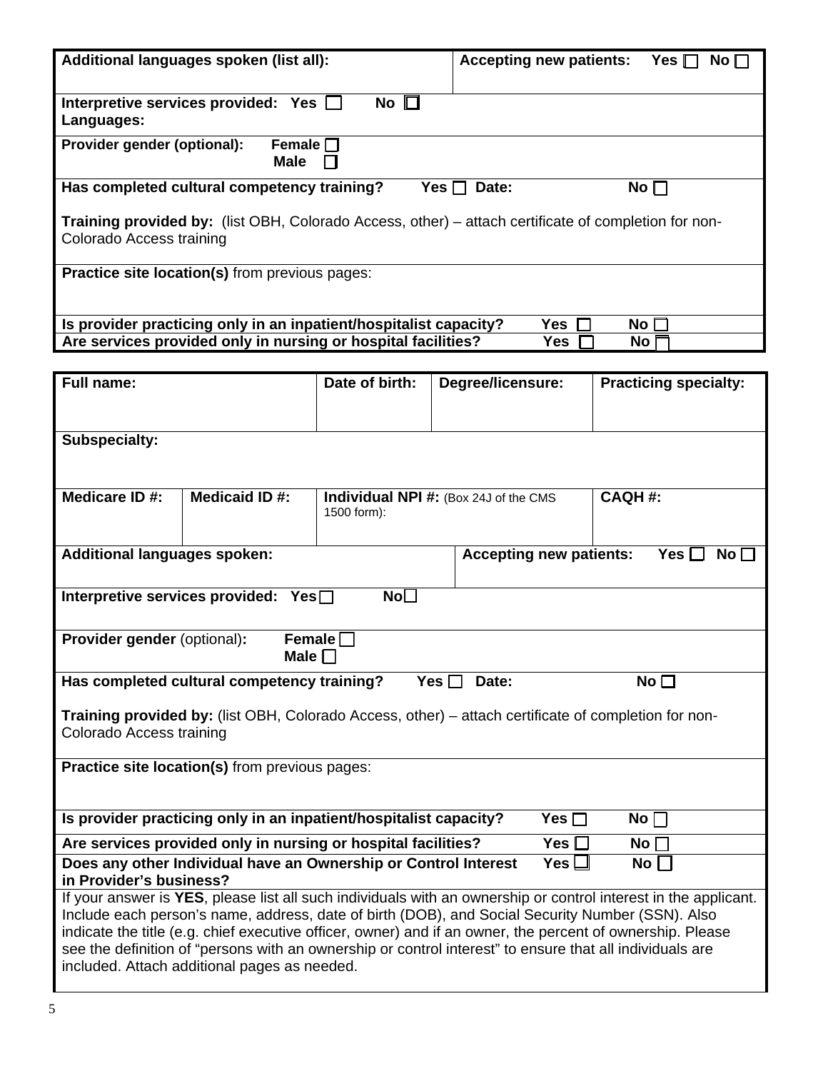| **Additional languages spoken (list all):** | **Accepting new patients:** Yes ☐ No ☐ |
|---|---|
| **Interpretive services provided:** Yes ☐ No ☐<br>**Languages:** | |
| **Provider gender (optional):** Female ☐ Male ☐ | |
| **Has completed cultural competency training?** Yes ☐ **Date:** No ☐<br><br>**Training provided by:** (list OBH, Colorado Access, other) – attach certificate of completion for non-Colorado Access training | |
| **Practice site location(s)** from previous pages: | |
| **Is provider practicing only in an inpatient/hospitalist capacity?** Yes ☐ No ☐ | |
| **Are services provided only in nursing or hospital facilities?** Yes ☐ No ☐ | |

| **Full name:** | | **Date of birth:** | **Degree/licensure:** | **Practicing specialty:** |
|---|---|---|---|---|
| **Subspecialty:** | | | | |
| **Medicare ID #:** | **Medicaid ID #:** | **Individual NPI #:** (Box 24J of the CMS 1500 form): | | **CAQH #:** |
| **Additional languages spoken:** | | | **Accepting new patients:** Yes ☐ No ☐ | |
| **Interpretive services provided:** Yes☐ No☐ | | | | |
| **Provider gender** (optional)**:** Female ☐ Male ☐ | | | | |
| **Has completed cultural competency training?** Yes ☐ **Date:** No ☐<br><br>**Training provided by:** (list OBH, Colorado Access, other) – attach certificate of completion for non-Colorado Access training | | | | |
| **Practice site location(s)** from previous pages: | | | | |
| **Is provider practicing only in an inpatient/hospitalist capacity?** Yes ☐ No ☐ | | | | |
| **Are services provided only in nursing or hospital facilities?** Yes ☐ No ☐ | | | | |
| **Does any other Individual have an Ownership or Control Interest in Provider's business?** Yes ☐ No ☐ | | | | |
| If your answer is **YES**, please list all such individuals with an ownership or control interest in the applicant. Include each person's name, address, date of birth (DOB), and Social Security Number (SSN). Also indicate the title (e.g. chief executive officer, owner) and if an owner, the percent of ownership. Please see the definition of "persons with an ownership or control interest" to ensure that all individuals are included. Attach additional pages as needed. | | | | |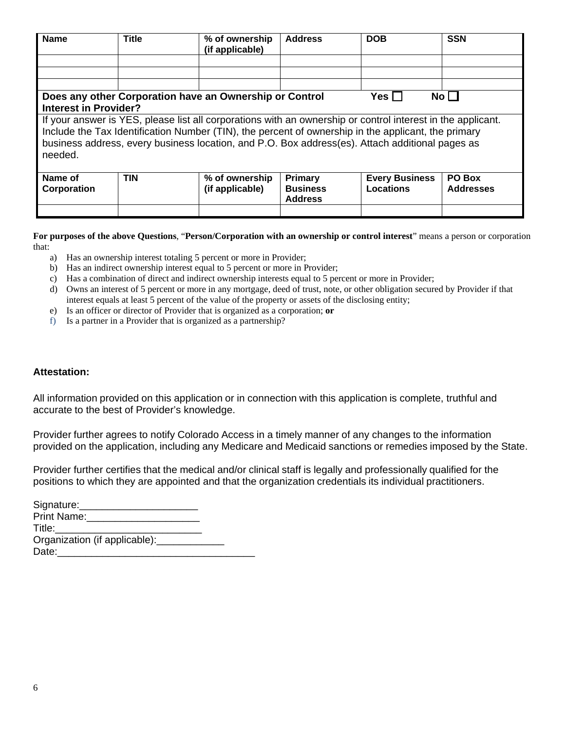| Name | Title | % of ownership (if applicable) | Address | DOB | SSN |
|---|---|---|---|---|---|
| | | | | | |
| | | | | | |
| | | | | | |

**Does any other Corporation have an Ownership or Control Interest in Provider?** **Yes** ☐ **No** ☐

If your answer is YES, please list all corporations with an ownership or control interest in the applicant. Include the Tax Identification Number (TIN), the percent of ownership in the applicant, the primary business address, every business location, and P.O. Box address(es). Attach additional pages as needed.

| Name of Corporation | TIN | % of ownership (if applicable) | Primary Business Address | Every Business Locations | PO Box Addresses |
|---|---|---|---|---|---|
| | | | | | |

**For purposes of the above Questions**, "**Person/Corporation with an ownership or control interest**" means a person or corporation that:

a) Has an ownership interest totaling 5 percent or more in Provider;
b) Has an indirect ownership interest equal to 5 percent or more in Provider;
c) Has a combination of direct and indirect ownership interests equal to 5 percent or more in Provider;
d) Owns an interest of 5 percent or more in any mortgage, deed of trust, note, or other obligation secured by Provider if that interest equals at least 5 percent of the value of the property or assets of the disclosing entity;
e) Is an officer or director of Provider that is organized as a corporation; **or**
f) Is a partner in a Provider that is organized as a partnership?

**Attestation:**

All information provided on this application or in connection with this application is complete, truthful and accurate to the best of Provider's knowledge.

Provider further agrees to notify Colorado Access in a timely manner of any changes to the information provided on the application, including any Medicare and Medicaid sanctions or remedies imposed by the State.

Provider further certifies that the medical and/or clinical staff is legally and professionally qualified for the positions to which they are appointed and that the organization credentials its individual practitioners.

Signature:_____________________
Print Name:____________________
Title:_________________________
Organization (if applicable):____________
Date:___________________________________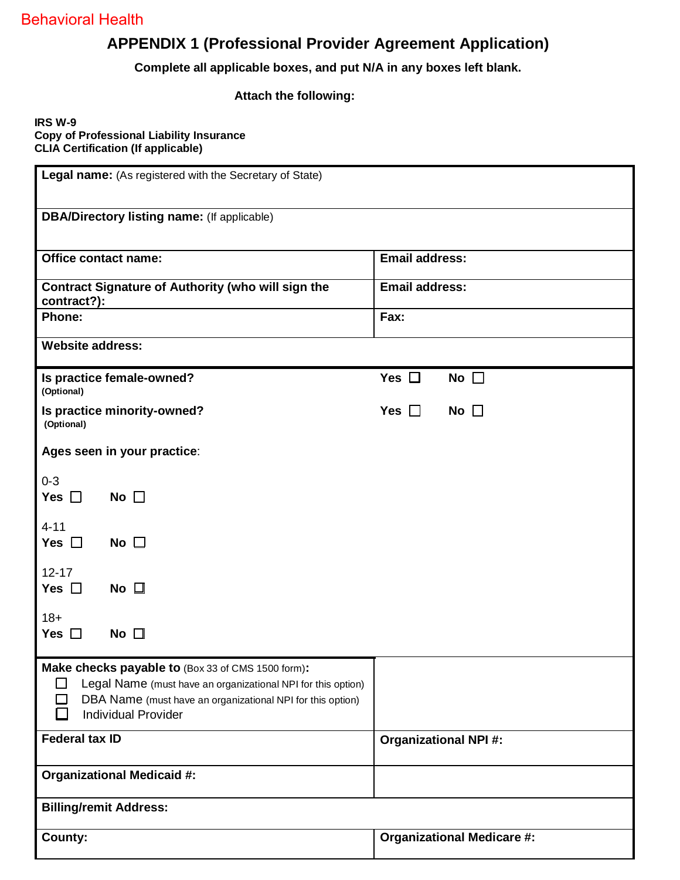Behavioral Health

# APPENDIX 1 (Professional Provider Agreement Application)

**Complete all applicable boxes, and put N/A in any boxes left blank.**

**Attach the following:**

**IRS W-9**
**Copy of Professional Liability Insurance**
**CLIA Certification (If applicable)**

| | |
|---|---|
| **Legal name:** (As registered with the Secretary of State) | |
| **DBA/Directory listing name:** (If applicable) | |
| **Office contact name:** | **Email address:** |
| **Contract Signature of Authority (who will sign the contract?):** | **Email address:** |
| **Phone:** | **Fax:** |
| **Website address:** | |
| **Is practice female-owned?** (Optional) | **Yes** ☐ **No** ☐ |
| **Is practice minority-owned?** (Optional) | **Yes** ☐ **No** ☐ |
| **Ages seen in your practice**:<br><br>0-3<br>**Yes** ☐ **No** ☐<br><br>4-11<br>**Yes** ☐ **No** ☐<br><br>12-17<br>**Yes** ☐ **No** ☐<br><br>18+<br>**Yes** ☐ **No** ☐ | |
| **Make checks payable to** (Box 33 of CMS 1500 form)**:**<br>☐ Legal Name (must have an organizational NPI for this option)<br>☐ DBA Name (must have an organizational NPI for this option)<br>☐ Individual Provider | |
| **Federal tax ID** | **Organizational NPI #:** |
| **Organizational Medicaid #:** | |
| **Billing/remit Address:** | |
| **County:** | **Organizational Medicare #:** |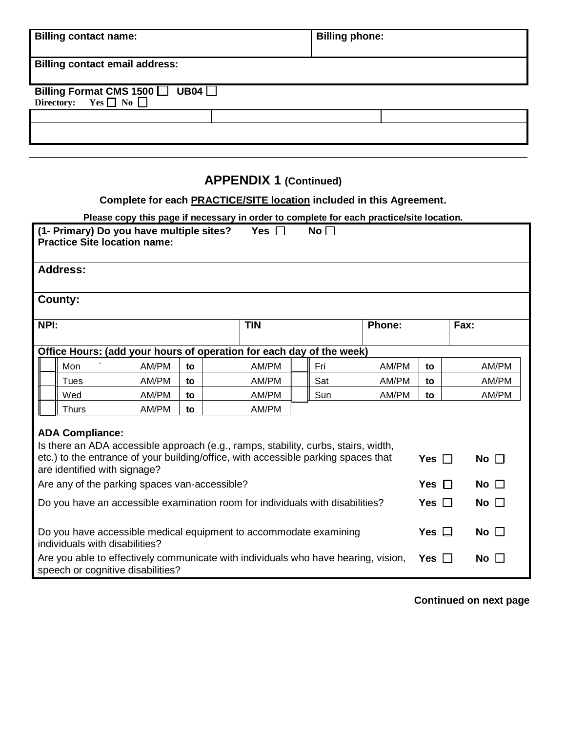| Billing contact name: | Billing phone: |
|---|---|
| **Billing contact email address:** | |

**Billing Format CMS 1500 ☐ UB04 ☐**

**Directory: Yes ☐ No ☐**

| | | |
|---|---|---|
| | | |

---

## APPENDIX 1 (Continued)

**Complete for each PRACTICE/SITE location included in this Agreement.**

**Please copy this page if necessary in order to complete for each practice/site location.**

**(1- Primary) Do you have multiple sites? Yes ☐ No ☐**

**Practice Site location name:**

**Address:**

**County:**

| NPI: | TIN | Phone: | Fax: |
|---|---|---|---|
| | | | |

**Office Hours: (add your hours of operation for each day of the week)**

| | Day | | | | | | Day | | | | |
|---|---|---|---|---|---|---|---|---|---|---|---|
| ☐ | Mon ` | AM/PM | to | AM/PM | | ☐ | Fri | AM/PM | to | AM/PM | |
| ☐ | Tues | AM/PM | to | AM/PM | | ☐ | Sat | AM/PM | to | AM/PM | |
| ☐ | Wed | AM/PM | to | AM/PM | | ☐ | Sun | AM/PM | to | AM/PM | |
| ☐ | Thurs | AM/PM | to | AM/PM | | | | | | | |

**ADA Compliance:**

| Question | Yes | No |
|---|---|---|
| Is there an ADA accessible approach (e.g., ramps, stability, curbs, stairs, width, etc.) to the entrance of your building/office, with accessible parking spaces that are identified with signage? | **Yes** ☐ | **No** ☐ |
| Are any of the parking spaces van-accessible? | **Yes** ☐ | **No** ☐ |
| Do you have an accessible examination room for individuals with disabilities? | **Yes** ☐ | **No** ☐ |
| Do you have accessible medical equipment to accommodate examining individuals with disabilities? | **Yes** ☐ | **No** ☐ |
| Are you able to effectively communicate with individuals who have hearing, vision, speech or cognitive disabilities? | **Yes** ☐ | **No** ☐ |

**Continued on next page**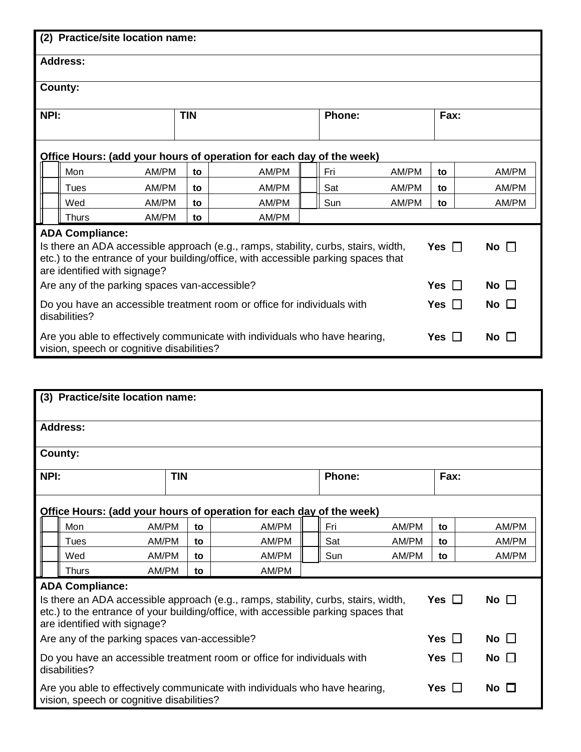**(2) Practice/site location name:**

**Address:**

**County:**

| **NPI:** | **TIN** | **Phone:** | **Fax:** |
|---|---|---|---|
| | | | |

**Office Hours: (add your hours of operation for each day of the week)**

| | Day | | | | | | Day | | | |
|---|---|---|---|---|---|---|---|---|---|---|
| ☐ | Mon | AM/PM | **to** | AM/PM | | ☐ | Fri | AM/PM | **to** | AM/PM |
| ☐ | Tues | AM/PM | **to** | AM/PM | | ☐ | Sat | AM/PM | **to** | AM/PM |
| ☐ | Wed | AM/PM | **to** | AM/PM | | ☐ | Sun | AM/PM | **to** | AM/PM |
| ☐ | Thurs | AM/PM | **to** | AM/PM | | | | | | |

**ADA Compliance:**

| | | |
|---|---|---|
| Is there an ADA accessible approach (e.g., ramps, stability, curbs, stairs, width, etc.) to the entrance of your building/office, with accessible parking spaces that are identified with signage? | **Yes** ☐ | **No** ☐ |
| Are any of the parking spaces van-accessible? | **Yes** ☐ | **No** ☐ |
| Do you have an accessible treatment room or office for individuals with disabilities? | **Yes** ☐ | **No** ☐ |
| Are you able to effectively communicate with individuals who have hearing, vision, speech or cognitive disabilities? | **Yes** ☐ | **No** ☐ |

**(3) Practice/site location name:**

**Address:**

**County:**

| **NPI:** | **TIN** | **Phone:** | **Fax:** |
|---|---|---|---|
| | | | |

**Office Hours: (add your hours of operation for each day of the week)**

| | Day | | | | | | Day | | | |
|---|---|---|---|---|---|---|---|---|---|---|
| ☐ | Mon | AM/PM | **to** | AM/PM | | ☐ | Fri | AM/PM | **to** | AM/PM |
| ☐ | Tues | AM/PM | **to** | AM/PM | | ☐ | Sat | AM/PM | **to** | AM/PM |
| ☐ | Wed | AM/PM | **to** | AM/PM | | ☐ | Sun | AM/PM | **to** | AM/PM |
| ☐ | Thurs | AM/PM | **to** | AM/PM | | | | | | |

**ADA Compliance:**

| | | |
|---|---|---|
| Is there an ADA accessible approach (e.g., ramps, stability, curbs, stairs, width, etc.) to the entrance of your building/office, with accessible parking spaces that are identified with signage? | **Yes** ☐ | **No** ☐ |
| Are any of the parking spaces van-accessible? | **Yes** ☐ | **No** ☐ |
| Do you have an accessible treatment room or office for individuals with disabilities? | **Yes** ☐ | **No** ☐ |
| Are you able to effectively communicate with individuals who have hearing, vision, speech or cognitive disabilities? | **Yes** ☐ | **No** ☐ |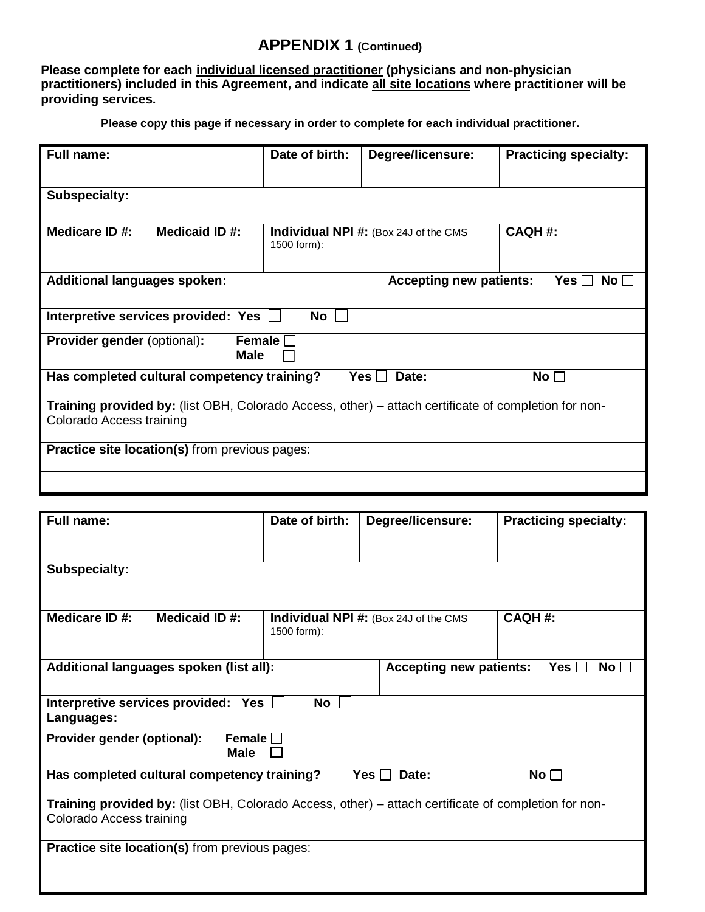## APPENDIX 1 (Continued)

**Please complete for each <u>individual licensed practitioner</u> (physicians and non-physician practitioners) included in this Agreement, and indicate <u>all site locations</u> where practitioner will be providing services.**

**Please copy this page if necessary in order to complete for each individual practitioner.**

| **Full name:** | | **Date of birth:** | **Degree/licensure:** | **Practicing specialty:** |
|---|---|---|---|---|
| **Subspecialty:** | | | | |
| **Medicare ID #:** | **Medicaid ID #:** | **Individual NPI #:** (Box 24J of the CMS 1500 form): | | **CAQH #:** |
| **Additional languages spoken:** | | | **Accepting new patients:** **Yes** ☐ **No** ☐ | |
| **Interpretive services provided: Yes** ☐ **No** ☐ | | | | |
| **Provider gender** (optional)**:** **Female** ☐ **Male** ☐ | | | | |
| **Has completed cultural competency training? Yes** ☐ **Date:** **No** ☐<br><br>**Training provided by:** (list OBH, Colorado Access, other) – attach certificate of completion for non-Colorado Access training | | | | |
| **Practice site location(s)** from previous pages: | | | | |
| | | | | |

| **Full name:** | | **Date of birth:** | **Degree/licensure:** | **Practicing specialty:** |
|---|---|---|---|---|
| **Subspecialty:** | | | | |
| **Medicare ID #:** | **Medicaid ID #:** | **Individual NPI #:** (Box 24J of the CMS 1500 form): | | **CAQH #:** |
| **Additional languages spoken (list all):** | | | **Accepting new patients:** **Yes** ☐ **No** ☐ | |
| **Interpretive services provided: Yes** ☐ **No** ☐<br>**Languages:** | | | | |
| **Provider gender (optional):** **Female** ☐ **Male** ☐ | | | | |
| **Has completed cultural competency training? Yes** ☐ **Date:** **No** ☐<br><br>**Training provided by:** (list OBH, Colorado Access, other) – attach certificate of completion for non-Colorado Access training | | | | |
| **Practice site location(s)** from previous pages: | | | | |
| | | | | |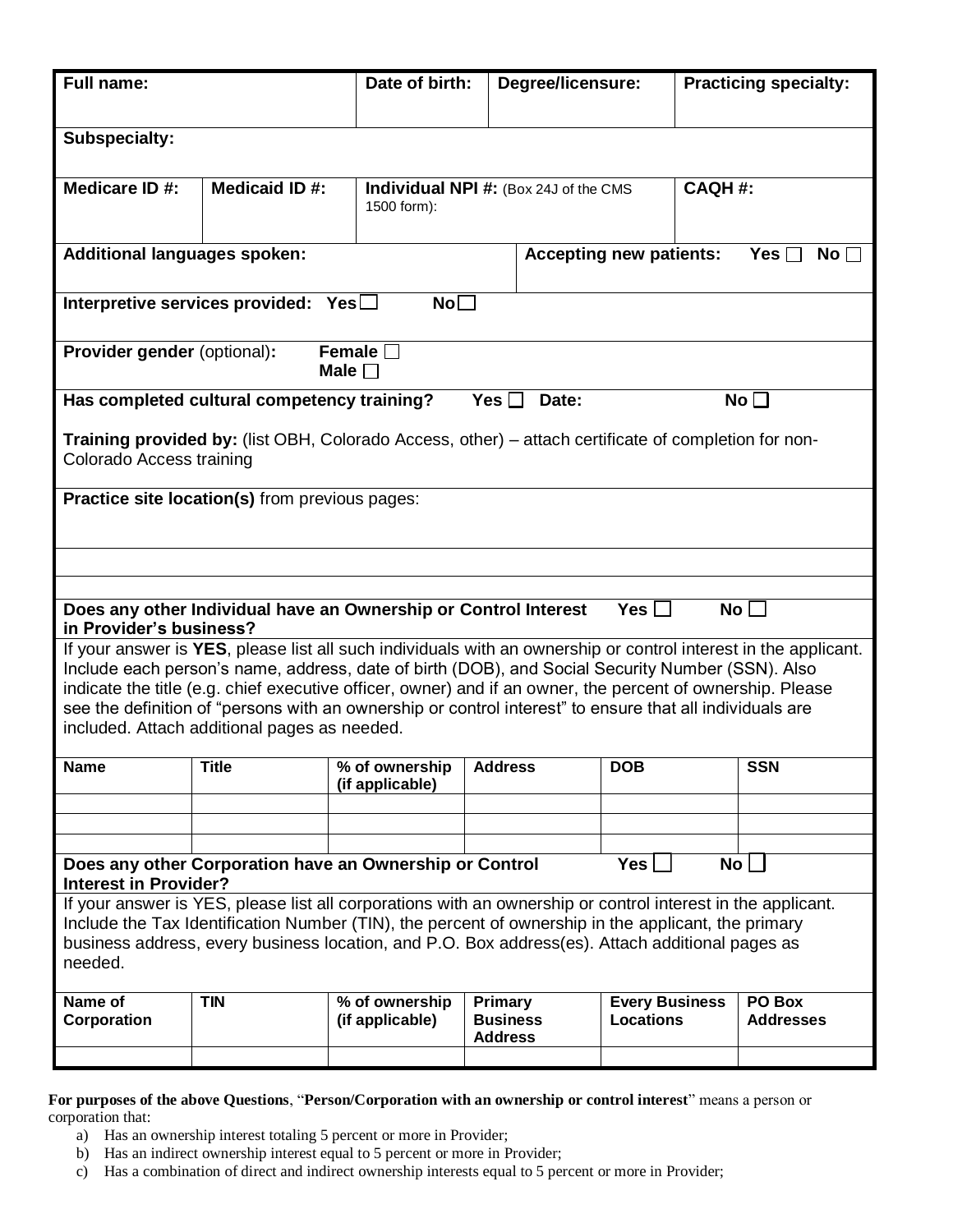| **Full name:** | | **Date of birth:** | **Degree/licensure:** | **Practicing specialty:** |
|---|---|---|---|---|
| **Subspecialty:** | | | | |
| **Medicare ID #:** | **Medicaid ID #:** | **Individual NPI #:** (Box 24J of the CMS 1500 form): | | **CAQH #:** |

**Additional languages spoken:**

**Accepting new patients:** **Yes** ☐ **No** ☐

**Interpretive services provided:** **Yes** ☐ **No** ☐

**Provider gender** (optional)**:** **Female** ☐ **Male** ☐

**Has completed cultural competency training?** **Yes** ☐ **Date:** **No** ☐

**Training provided by:** (list OBH, Colorado Access, other) – attach certificate of completion for non-Colorado Access training

**Practice site location(s)** from previous pages:

**Does any other Individual have an Ownership or Control Interest in Provider's business?** **Yes** ☐ **No** ☐

If your answer is **YES**, please list all such individuals with an ownership or control interest in the applicant. Include each person's name, address, date of birth (DOB), and Social Security Number (SSN). Also indicate the title (e.g. chief executive officer, owner) and if an owner, the percent of ownership. Please see the definition of "persons with an ownership or control interest" to ensure that all individuals are included. Attach additional pages as needed.

| Name | Title | % of ownership (if applicable) | Address | DOB | SSN |
|---|---|---|---|---|---|
| | | | | | |
| | | | | | |
| | | | | | |

**Does any other Corporation have an Ownership or Control Interest in Provider?** **Yes** ☐ **No** ☐

If your answer is YES, please list all corporations with an ownership or control interest in the applicant. Include the Tax Identification Number (TIN), the percent of ownership in the applicant, the primary business address, every business location, and P.O. Box address(es). Attach additional pages as needed.

| Name of Corporation | TIN | % of ownership (if applicable) | Primary Business Address | Every Business Locations | PO Box Addresses |
|---|---|---|---|---|---|
| | | | | | |

**For purposes of the above Questions**, "**Person/Corporation with an ownership or control interest**" means a person or corporation that:

a) Has an ownership interest totaling 5 percent or more in Provider;
b) Has an indirect ownership interest equal to 5 percent or more in Provider;
c) Has a combination of direct and indirect ownership interests equal to 5 percent or more in Provider;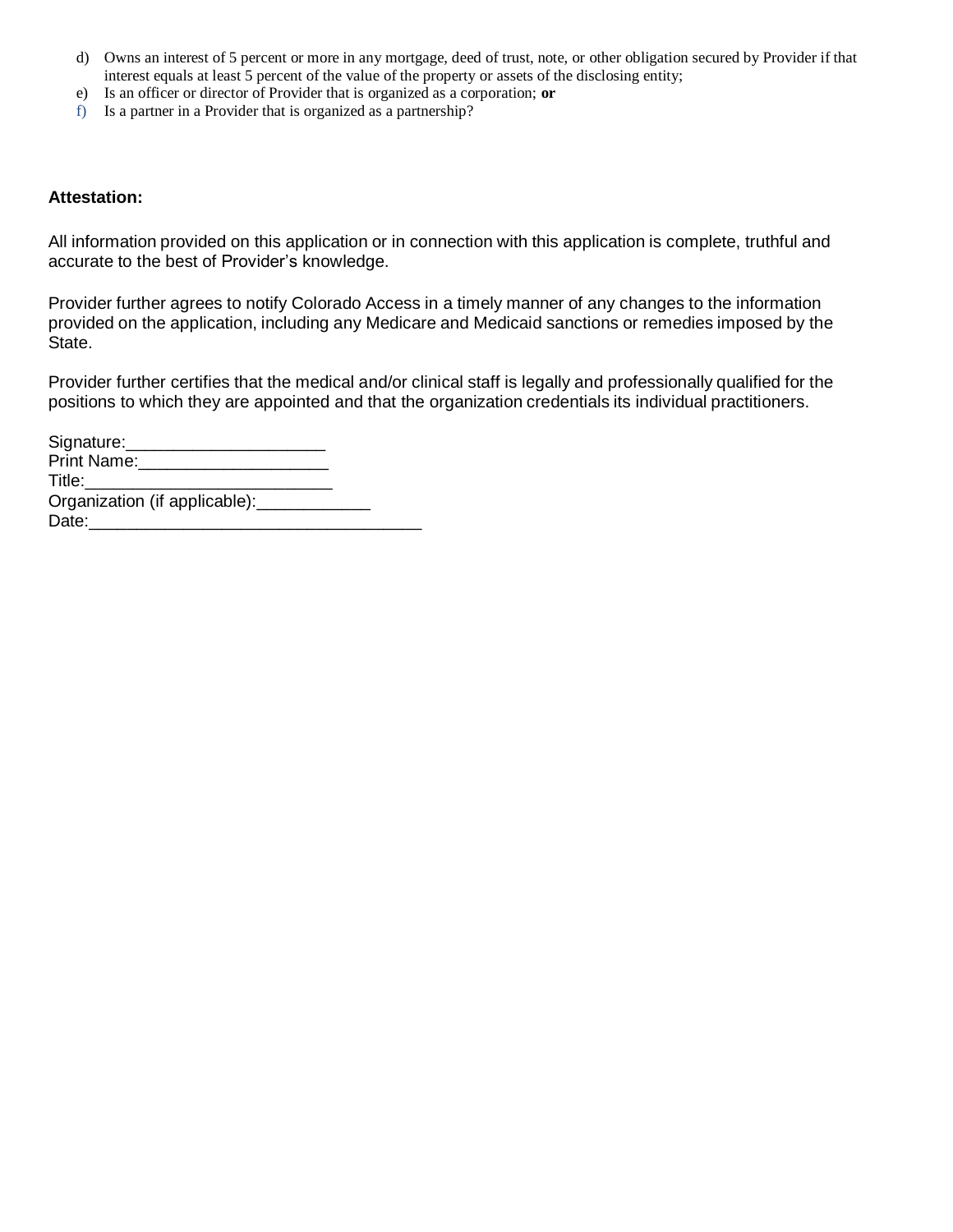d) Owns an interest of 5 percent or more in any mortgage, deed of trust, note, or other obligation secured by Provider if that interest equals at least 5 percent of the value of the property or assets of the disclosing entity;
e) Is an officer or director of Provider that is organized as a corporation; **or**
f) Is a partner in a Provider that is organized as a partnership?

**Attestation:**

All information provided on this application or in connection with this application is complete, truthful and accurate to the best of Provider's knowledge.

Provider further agrees to notify Colorado Access in a timely manner of any changes to the information provided on the application, including any Medicare and Medicaid sanctions or remedies imposed by the State.

Provider further certifies that the medical and/or clinical staff is legally and professionally qualified for the positions to which they are appointed and that the organization credentials its individual practitioners.

Signature:____________________
Print Name:____________________
Title:_________________________
Organization (if applicable):____________
Date:___________________________________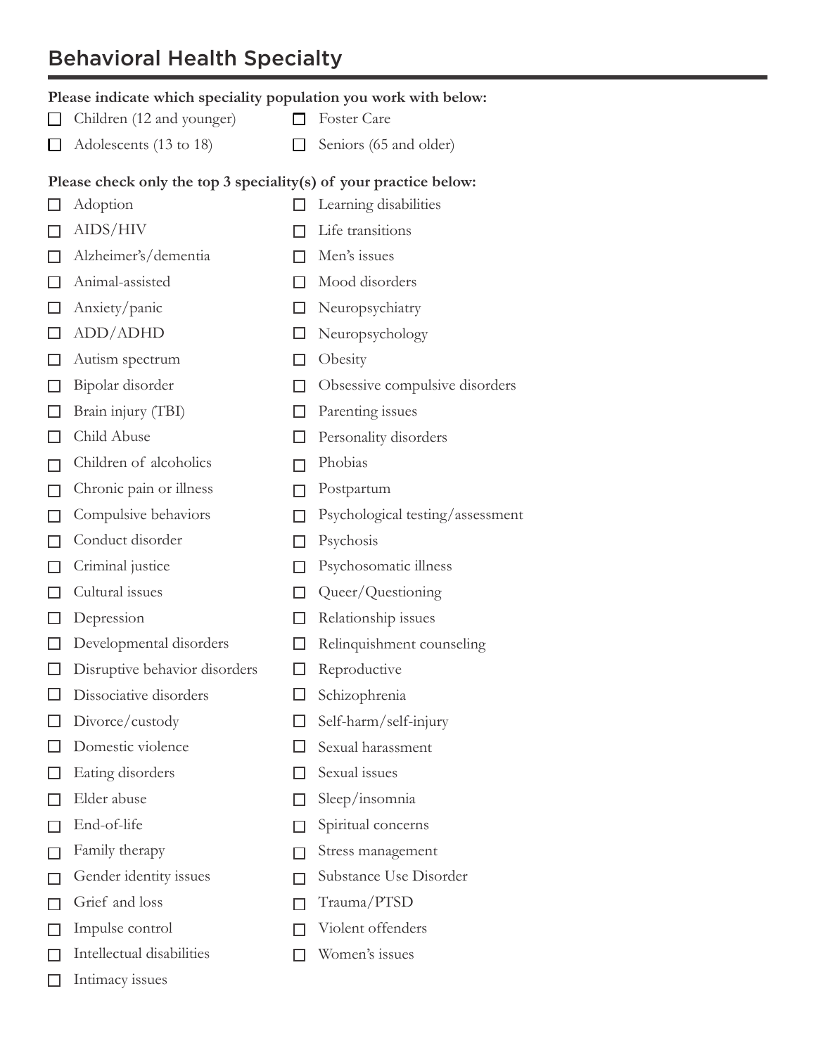## Behavioral Health Specialty

**Please indicate which speciality population you work with below:**

- ☐ Children (12 and younger)
- ☐ Adolescents (13 to 18)
- ☐ Foster Care
- ☐ Seniors (65 and older)

**Please check only the top 3 speciality(s) of your practice below:**

- ☐ Adoption
- ☐ AIDS/HIV
- ☐ Alzheimer's/dementia
- ☐ Animal-assisted
- ☐ Anxiety/panic
- ☐ ADD/ADHD
- ☐ Autism spectrum
- ☐ Bipolar disorder
- ☐ Brain injury (TBI)
- ☐ Child Abuse
- ☐ Children of alcoholics
- ☐ Chronic pain or illness
- ☐ Compulsive behaviors
- ☐ Conduct disorder
- ☐ Criminal justice
- ☐ Cultural issues
- ☐ Depression
- ☐ Developmental disorders
- ☐ Disruptive behavior disorders
- ☐ Dissociative disorders
- ☐ Divorce/custody
- ☐ Domestic violence
- ☐ Eating disorders
- ☐ Elder abuse
- ☐ End-of-life
- ☐ Family therapy
- ☐ Gender identity issues
- ☐ Grief and loss
- ☐ Impulse control
- ☐ Intellectual disabilities
- ☐ Intimacy issues
- ☐ Learning disabilities
- ☐ Life transitions
- ☐ Men's issues
- ☐ Mood disorders
- ☐ Neuropsychiatry
- ☐ Neuropsychology
- ☐ Obesity
- ☐ Obsessive compulsive disorders
- ☐ Parenting issues
- ☐ Personality disorders
- ☐ Phobias
- ☐ Postpartum
- ☐ Psychological testing/assessment
- ☐ Psychosis
- ☐ Psychosomatic illness
- ☐ Queer/Questioning
- ☐ Relationship issues
- ☐ Relinquishment counseling
- ☐ Reproductive
- ☐ Schizophrenia
- ☐ Self-harm/self-injury
- ☐ Sexual harassment
- ☐ Sexual issues
- ☐ Sleep/insomnia
- ☐ Spiritual concerns
- ☐ Stress management
- ☐ Substance Use Disorder
- ☐ Trauma/PTSD
- ☐ Violent offenders
- ☐ Women's issues